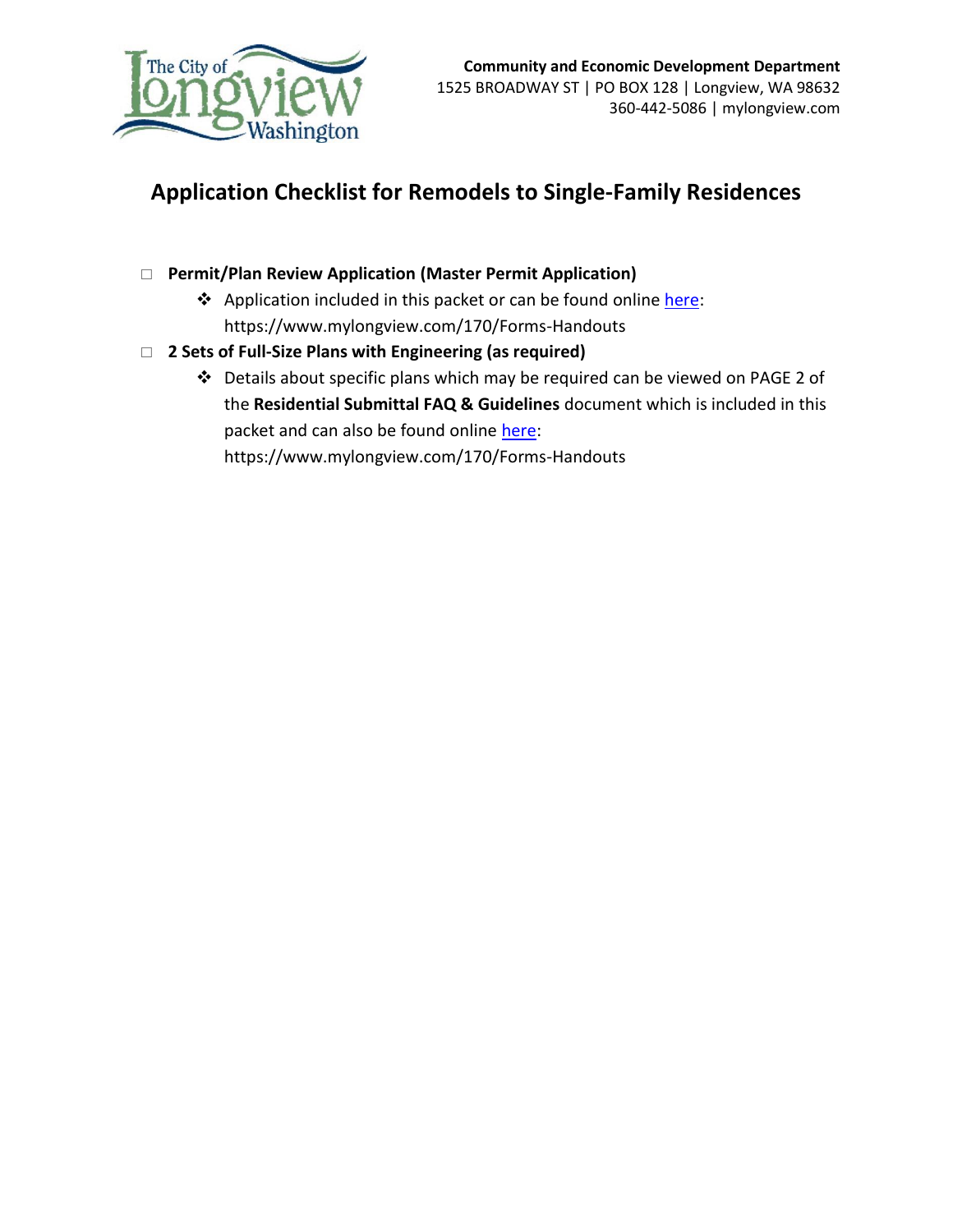**Community and Economic Development Department**
1525 BROADWAY ST | PO BOX 128 | Longview, WA 98632
360-442-5086 | mylongview.com

# Application Checklist for Remodels to Single-Family Residences

- ☐ **Permit/Plan Review Application (Master Permit Application)**
  - ❖ Application included in this packet or can be found online here: https://www.mylongview.com/170/Forms-Handouts
- ☐ **2 Sets of Full-Size Plans with Engineering (as required)**
  - ❖ Details about specific plans which may be required can be viewed on PAGE 2 of the **Residential Submittal FAQ & Guidelines** document which is included in this packet and can also be found online here: https://www.mylongview.com/170/Forms-Handouts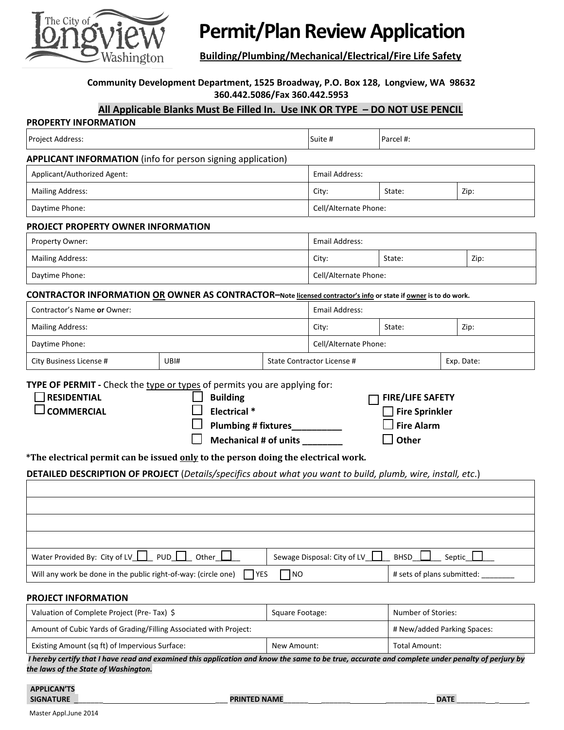The City of Longview Washington

# Permit/Plan Review Application

**Building/Plumbing/Mechanical/Electrical/Fire Life Safety**

**Community Development Department, 1525 Broadway, P.O. Box 128, Longview, WA 98632**
**360.442.5086/Fax 360.442.5953**

**All Applicable Blanks Must Be Filled In. Use INK OR TYPE – DO NOT USE PENCIL**

## PROPERTY INFORMATION

| Project Address: | Suite # | Parcel #: |
|---|---|---|

## APPLICANT INFORMATION (info for person signing application)

| Applicant/Authorized Agent: | Email Address: | | |
|---|---|---|---|
| Mailing Address: | City: | State: | Zip: |
| Daytime Phone: | Cell/Alternate Phone: | | |

## PROJECT PROPERTY OWNER INFORMATION

| Property Owner: | Email Address: | | |
|---|---|---|---|
| Mailing Address: | City: | State: | Zip: |
| Daytime Phone: | Cell/Alternate Phone: | | |

## CONTRACTOR INFORMATION OR OWNER AS CONTRACTOR–Note licensed contractor's info or state if owner is to do work.

| Contractor's Name **or** Owner: | | Email Address: | | |
|---|---|---|---|---|
| Mailing Address: | | City: | State: | Zip: |
| Daytime Phone: | | Cell/Alternate Phone: | | |
| City Business License # | UBI# | State Contractor License # | | Exp. Date: |

**TYPE OF PERMIT -** Check the type or types of permits you are applying for:

- ☐ **RESIDENTIAL**
- ☐ **COMMERCIAL**

- ☐ **Building**
- ☐ **Electrical ***
- ☐ **Plumbing # fixtures__________**
- ☐ **Mechanical # of units ________**

- ☐ **FIRE/LIFE SAFETY**
  - ☐ **Fire Sprinkler**
  - ☐ **Fire Alarm**
  - ☐ **Other**

***The electrical permit can be issued only to the person doing the electrical work.**

**DETAILED DESCRIPTION OF PROJECT** (*Details/specifics about what you want to build, plumb, wire, install, etc.*)

| | | |
|---|---|---|
| | | |
| | | |
| | | |
| | | |
| Water Provided By: City of LV☐ PUD☐ Other☐ | Sewage Disposal: City of LV☐ BHSD☐ Septic☐ | |
| Will any work be done in the public right-of-way: (circle one) ☐YES ☐NO | | # sets of plans submitted: ________ |

## PROJECT INFORMATION

| Valuation of Complete Project (Pre- Tax) $ | Square Footage: | Number of Stories: |
|---|---|---|
| Amount of Cubic Yards of Grading/Filling Associated with Project: | | # New/added Parking Spaces: |
| Existing Amount (sq ft) of Impervious Surface: | New Amount: | Total Amount: |

***I hereby certify that I have read and examined this application and know the same to be true, accurate and complete under penalty of perjury by the laws of the State of Washington.***

**APPLICAN'TS SIGNATURE** ______________________________ **PRINTED NAME** ______________________________ **DATE** ____________

Master Appl.June 2014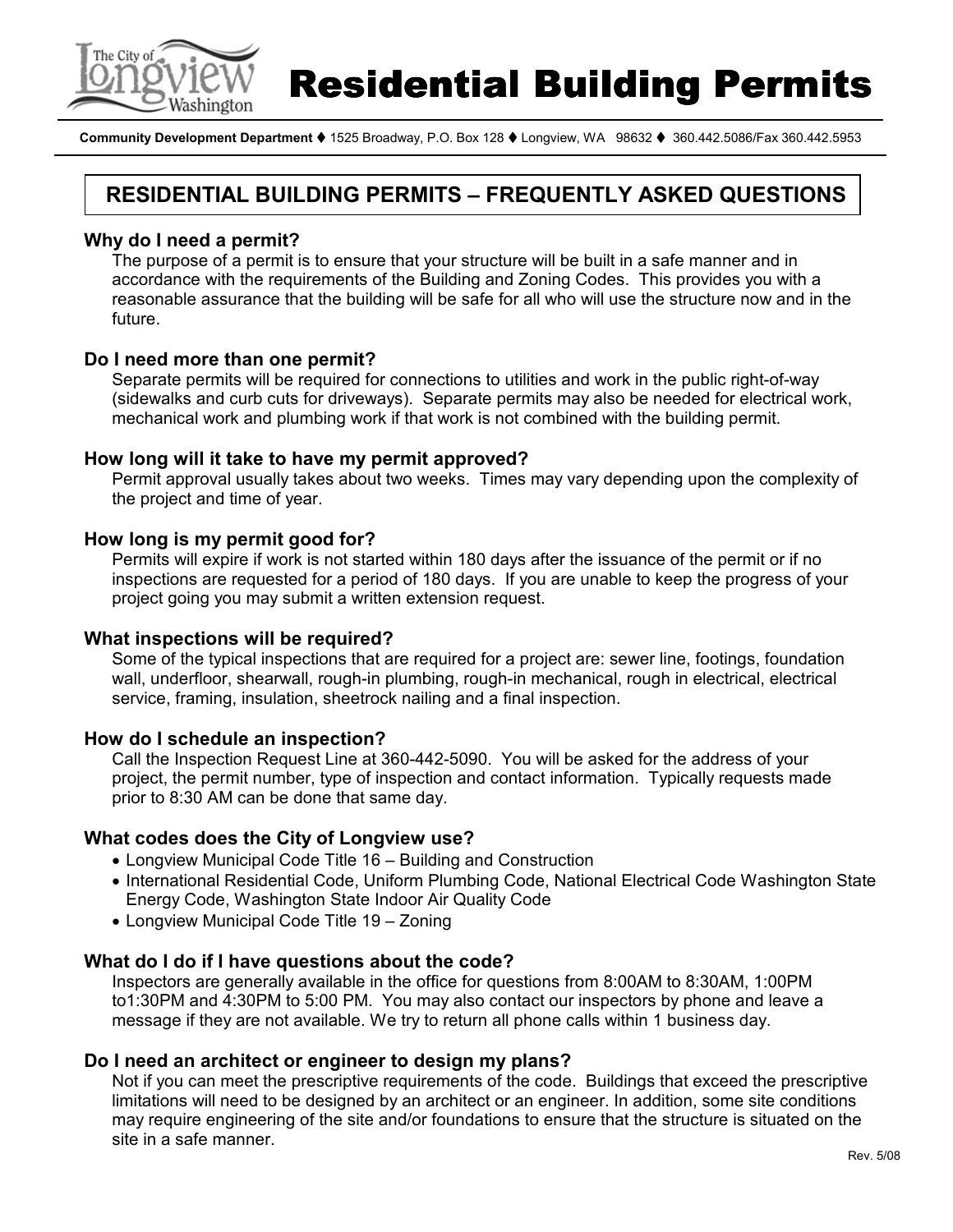# Residential Building Permits

**Community Development Department** ♦ 1525 Broadway, P.O. Box 128 ♦ Longview, WA 98632 ♦ 360.442.5086/Fax 360.442.5953

## RESIDENTIAL BUILDING PERMITS – FREQUENTLY ASKED QUESTIONS

### Why do I need a permit?

The purpose of a permit is to ensure that your structure will be built in a safe manner and in accordance with the requirements of the Building and Zoning Codes. This provides you with a reasonable assurance that the building will be safe for all who will use the structure now and in the future.

### Do I need more than one permit?

Separate permits will be required for connections to utilities and work in the public right-of-way (sidewalks and curb cuts for driveways). Separate permits may also be needed for electrical work, mechanical work and plumbing work if that work is not combined with the building permit.

### How long will it take to have my permit approved?

Permit approval usually takes about two weeks. Times may vary depending upon the complexity of the project and time of year.

### How long is my permit good for?

Permits will expire if work is not started within 180 days after the issuance of the permit or if no inspections are requested for a period of 180 days. If you are unable to keep the progress of your project going you may submit a written extension request.

### What inspections will be required?

Some of the typical inspections that are required for a project are: sewer line, footings, foundation wall, underfloor, shearwall, rough-in plumbing, rough-in mechanical, rough in electrical, electrical service, framing, insulation, sheetrock nailing and a final inspection.

### How do I schedule an inspection?

Call the Inspection Request Line at 360-442-5090. You will be asked for the address of your project, the permit number, type of inspection and contact information. Typically requests made prior to 8:30 AM can be done that same day.

### What codes does the City of Longview use?

- Longview Municipal Code Title 16 – Building and Construction
- International Residential Code, Uniform Plumbing Code, National Electrical Code Washington State Energy Code, Washington State Indoor Air Quality Code
- Longview Municipal Code Title 19 – Zoning

### What do I do if I have questions about the code?

Inspectors are generally available in the office for questions from 8:00AM to 8:30AM, 1:00PM to1:30PM and 4:30PM to 5:00 PM. You may also contact our inspectors by phone and leave a message if they are not available. We try to return all phone calls within 1 business day.

### Do I need an architect or engineer to design my plans?

Not if you can meet the prescriptive requirements of the code. Buildings that exceed the prescriptive limitations will need to be designed by an architect or an engineer. In addition, some site conditions may require engineering of the site and/or foundations to ensure that the structure is situated on the site in a safe manner.

Rev. 5/08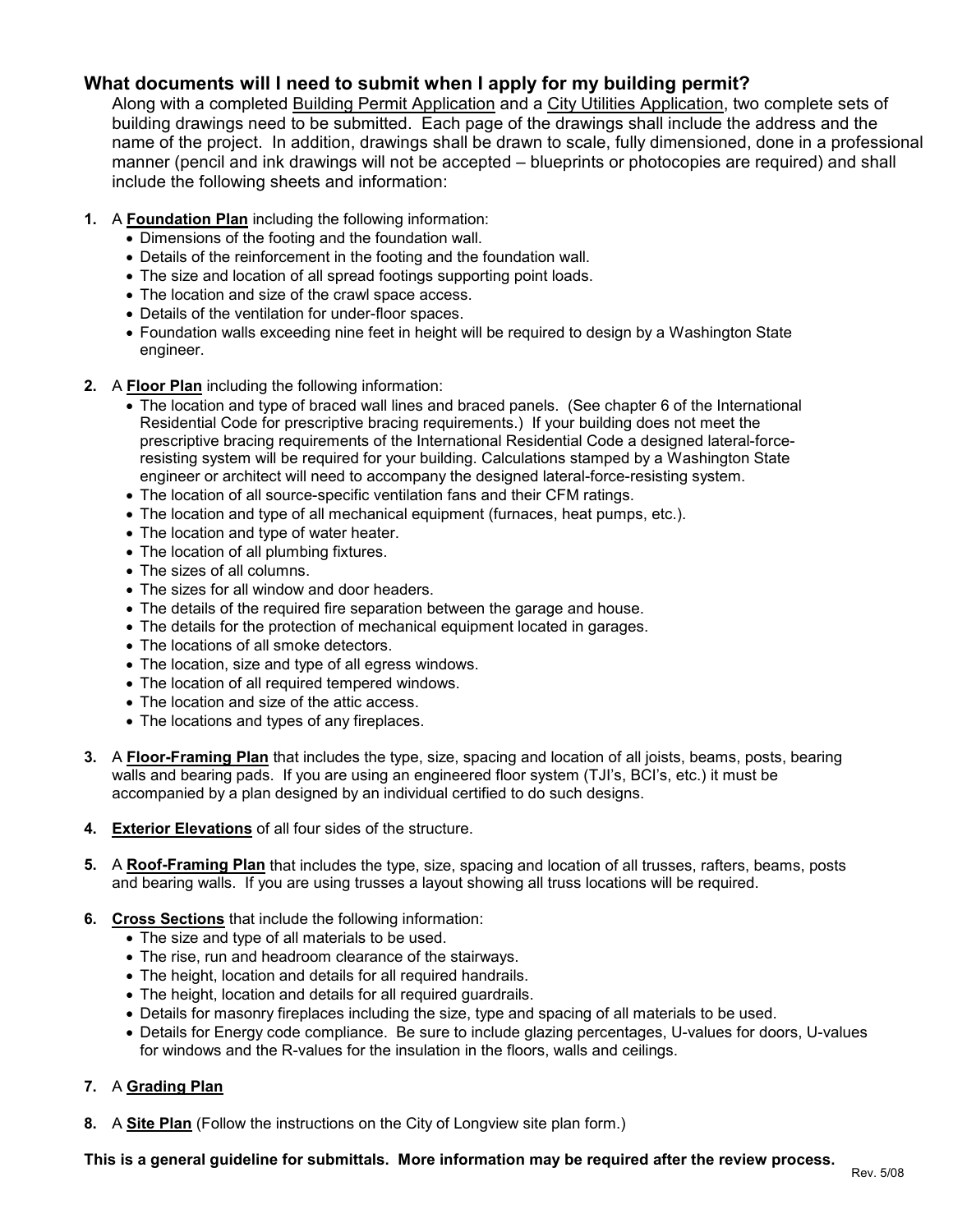## What documents will I need to submit when I apply for my building permit?

Along with a completed Building Permit Application and a City Utilities Application, two complete sets of building drawings need to be submitted. Each page of the drawings shall include the address and the name of the project. In addition, drawings shall be drawn to scale, fully dimensioned, done in a professional manner (pencil and ink drawings will not be accepted – blueprints or photocopies are required) and shall include the following sheets and information:

1. A **Foundation Plan** including the following information:
   - Dimensions of the footing and the foundation wall.
   - Details of the reinforcement in the footing and the foundation wall.
   - The size and location of all spread footings supporting point loads.
   - The location and size of the crawl space access.
   - Details of the ventilation for under-floor spaces.
   - Foundation walls exceeding nine feet in height will be required to design by a Washington State engineer.

2. A **Floor Plan** including the following information:
   - The location and type of braced wall lines and braced panels. (See chapter 6 of the International Residential Code for prescriptive bracing requirements.) If your building does not meet the prescriptive bracing requirements of the International Residential Code a designed lateral-force-resisting system will be required for your building. Calculations stamped by a Washington State engineer or architect will need to accompany the designed lateral-force-resisting system.
   - The location of all source-specific ventilation fans and their CFM ratings.
   - The location and type of all mechanical equipment (furnaces, heat pumps, etc.).
   - The location and type of water heater.
   - The location of all plumbing fixtures.
   - The sizes of all columns.
   - The sizes for all window and door headers.
   - The details of the required fire separation between the garage and house.
   - The details for the protection of mechanical equipment located in garages.
   - The locations of all smoke detectors.
   - The location, size and type of all egress windows.
   - The location of all required tempered windows.
   - The location and size of the attic access.
   - The locations and types of any fireplaces.

3. A **Floor-Framing Plan** that includes the type, size, spacing and location of all joists, beams, posts, bearing walls and bearing pads. If you are using an engineered floor system (TJI's, BCI's, etc.) it must be accompanied by a plan designed by an individual certified to do such designs.

4. **Exterior Elevations** of all four sides of the structure.

5. A **Roof-Framing Plan** that includes the type, size, spacing and location of all trusses, rafters, beams, posts and bearing walls. If you are using trusses a layout showing all truss locations will be required.

6. **Cross Sections** that include the following information:
   - The size and type of all materials to be used.
   - The rise, run and headroom clearance of the stairways.
   - The height, location and details for all required handrails.
   - The height, location and details for all required guardrails.
   - Details for masonry fireplaces including the size, type and spacing of all materials to be used.
   - Details for Energy code compliance. Be sure to include glazing percentages, U-values for doors, U-values for windows and the R-values for the insulation in the floors, walls and ceilings.

7. A **Grading Plan**

8. A **Site Plan** (Follow the instructions on the City of Longview site plan form.)

**This is a general guideline for submittals. More information may be required after the review process.**

Rev. 5/08